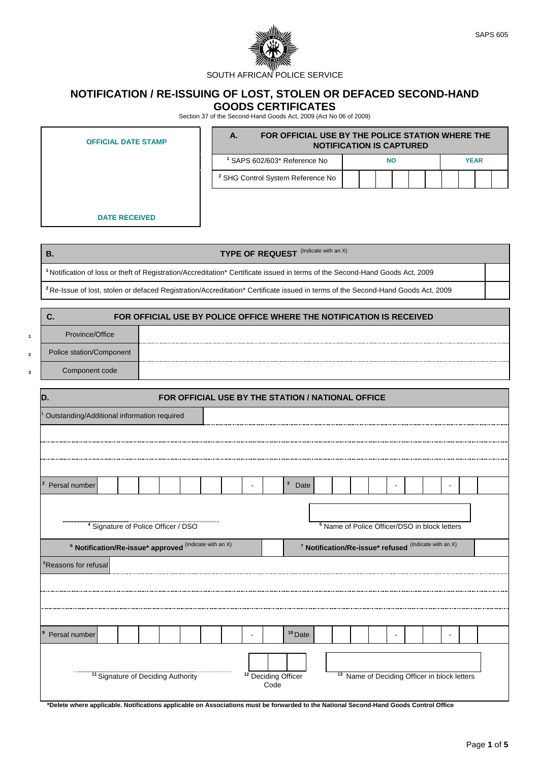SAPS 605

SOUTH AFRICAN POLICE SERVICE

# NOTIFICATION / RE-ISSUING OF LOST, STOLEN OR DEFACED SECOND-HAND GOODS CERTIFICATES

Section 37 of the Second-Hand Goods Act, 2009 (Act No 06 of 2009)

| OFFICIAL DATE STAMP |
|---|
| |
| DATE RECEIVED |

| A. FOR OFFICIAL USE BY THE POLICE STATION WHERE THE NOTIFICATION IS CAPTURED | | |
|---|---|---|
| [1] SAPS 602/603* Reference No | NO | YEAR |
| [2] SHG Control System Reference No | | |

| B. TYPE OF REQUEST (Indicate with an X) | |
|---|---|
| [1] Notification of loss or theft of Registration/Accreditation* Certificate issued in terms of the Second-Hand Goods Act, 2009 | |
| [2] Re-Issue of lost, stolen or defaced Registration/Accreditation* Certificate issued in terms of the Second-Hand Goods Act, 2009 | |

| C. FOR OFFICIAL USE BY POLICE OFFICE WHERE THE NOTIFICATION IS RECEIVED | |
|---|---|
| [1] Province/Office | |
| [2] Police station/Component | |
| [3] Component code | |

| D. FOR OFFICIAL USE BY THE STATION / NATIONAL OFFICE | |
|---|---|
| [1] Outstanding/Additional information required | |
| | |
| | |
| | |
| [2] Persal number _ _ _ _ _ _ _ - _ | [3] Date _ _ _ _ - _ _ - _ _ |
| [4] Signature of Police Officer / DSO | [5] Name of Police Officer/DSO in block letters |
| [6] Notification/Re-issue* approved (Indicate with an X) | [7] Notification/Re-issue* refused (Indicate with an X) |
| [8] Reasons for refusal | |
| | |
| | |
| | |
| [9] Persal number _ _ _ _ _ _ _ - _ | [10] Date _ _ _ _ - _ _ - _ _ |
| [11] Signature of Deciding Authority | [12] Deciding Officer Code / [13] Name of Deciding Officer in block letters |

**\*Delete where applicable. Notifications applicable on Associations must be forwarded to the National Second-Hand Goods Control Office**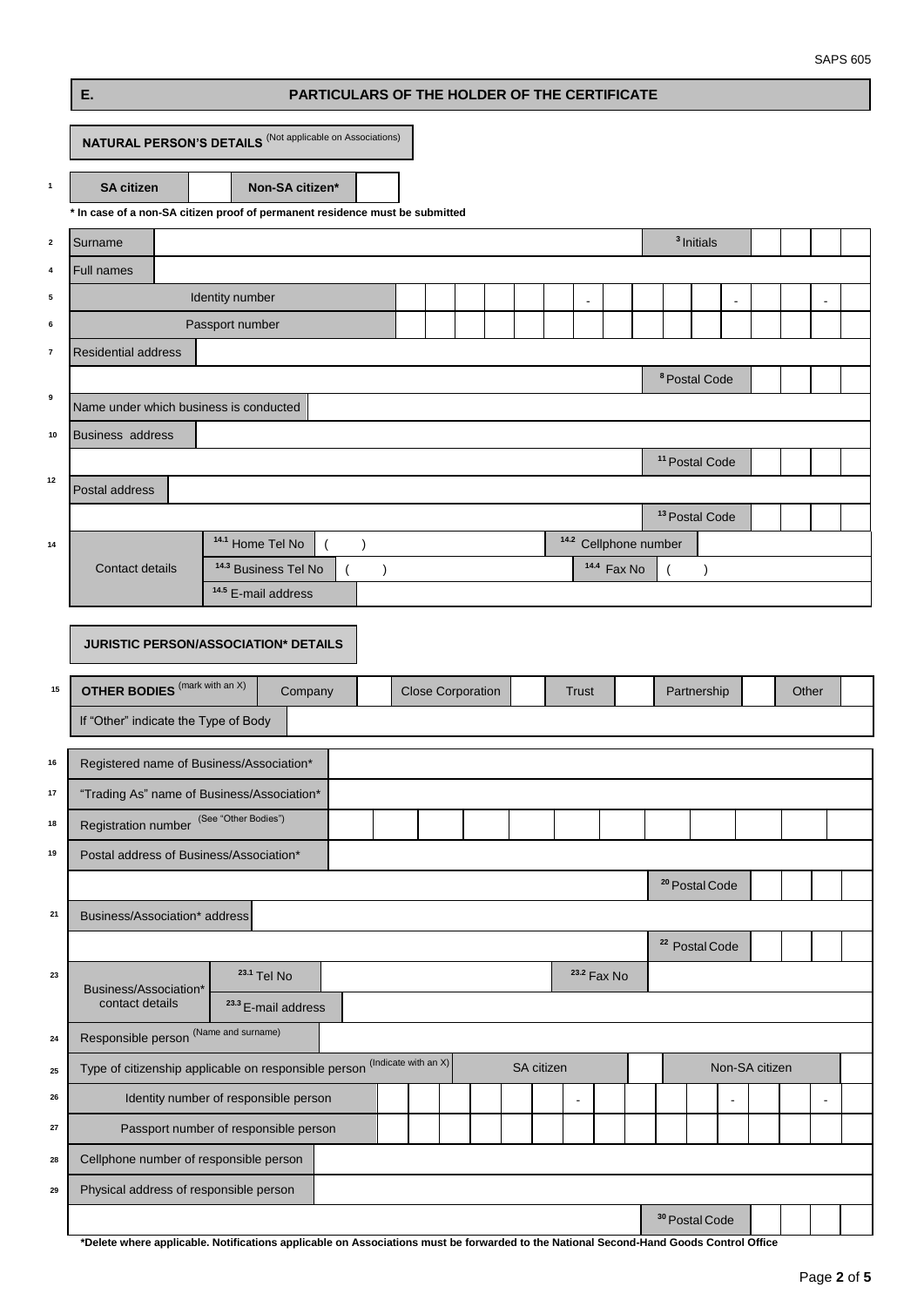SAPS 605

## E. PARTICULARS OF THE HOLDER OF THE CERTIFICATE

### NATURAL PERSON'S DETAILS (Not applicable on Associations)

| No. | Field | | | |
|---|---|---|---|---|
| 1 | SA citizen | | Non-SA citizen* | |

**\* In case of a non-SA citizen proof of permanent residence must be submitted**

| No. | Field | Value | | |
|---|---|---|---|---|
| 2 | Surname | | 3 Initials | |
| 4 | Full names | | | |
| 5 | Identity number | | | |
| 6 | Passport number | | | |
| 7 | Residential address | | | |
| | | | 8 Postal Code | |
| 9 | Name under which business is conducted | | | |
| 10 | Business address | | | |
| | | | 11 Postal Code | |
| 12 | Postal address | | | |
| | | | 13 Postal Code | |
| 14 | Contact details | 14.1 Home Tel No ( ) | 14.2 Cellphone number | |
| | | 14.3 Business Tel No ( ) | 14.4 Fax No ( ) | |
| | | 14.5 E-mail address | | |

### JURISTIC PERSON/ASSOCIATION* DETAILS

| No. | OTHER BODIES (mark with an X) | Company | | Close Corporation | | Trust | | Partnership | | Other | |
|---|---|---|---|---|---|---|---|---|---|---|---|
| 15 | | | | | | | | | | | |
| | If "Other" indicate the Type of Body | | | | | | | | | | |

| No. | Field | Value | | |
|---|---|---|---|---|
| 16 | Registered name of Business/Association* | | | |
| 17 | "Trading As" name of Business/Association* | | | |
| 18 | Registration number (See "Other Bodies") | | | |
| 19 | Postal address of Business/Association* | | | |
| | | | 20 Postal Code | |
| 21 | Business/Association* address | | | |
| | | | 22 Postal Code | |
| 23 | Business/Association* contact details | 23.1 Tel No | 23.2 Fax No | |
| | | 23.3 E-mail address | | |
| 24 | Responsible person (Name and surname) | | | |
| 25 | Type of citizenship applicable on responsible person (Indicate with an X) | SA citizen | Non-SA citizen | |
| 26 | Identity number of responsible person | | | |
| 27 | Passport number of responsible person | | | |
| 28 | Cellphone number of responsible person | | | |
| 29 | Physical address of responsible person | | | |
| | | | 30 Postal Code | |

**\*Delete where applicable. Notifications applicable on Associations must be forwarded to the National Second-Hand Goods Control Office**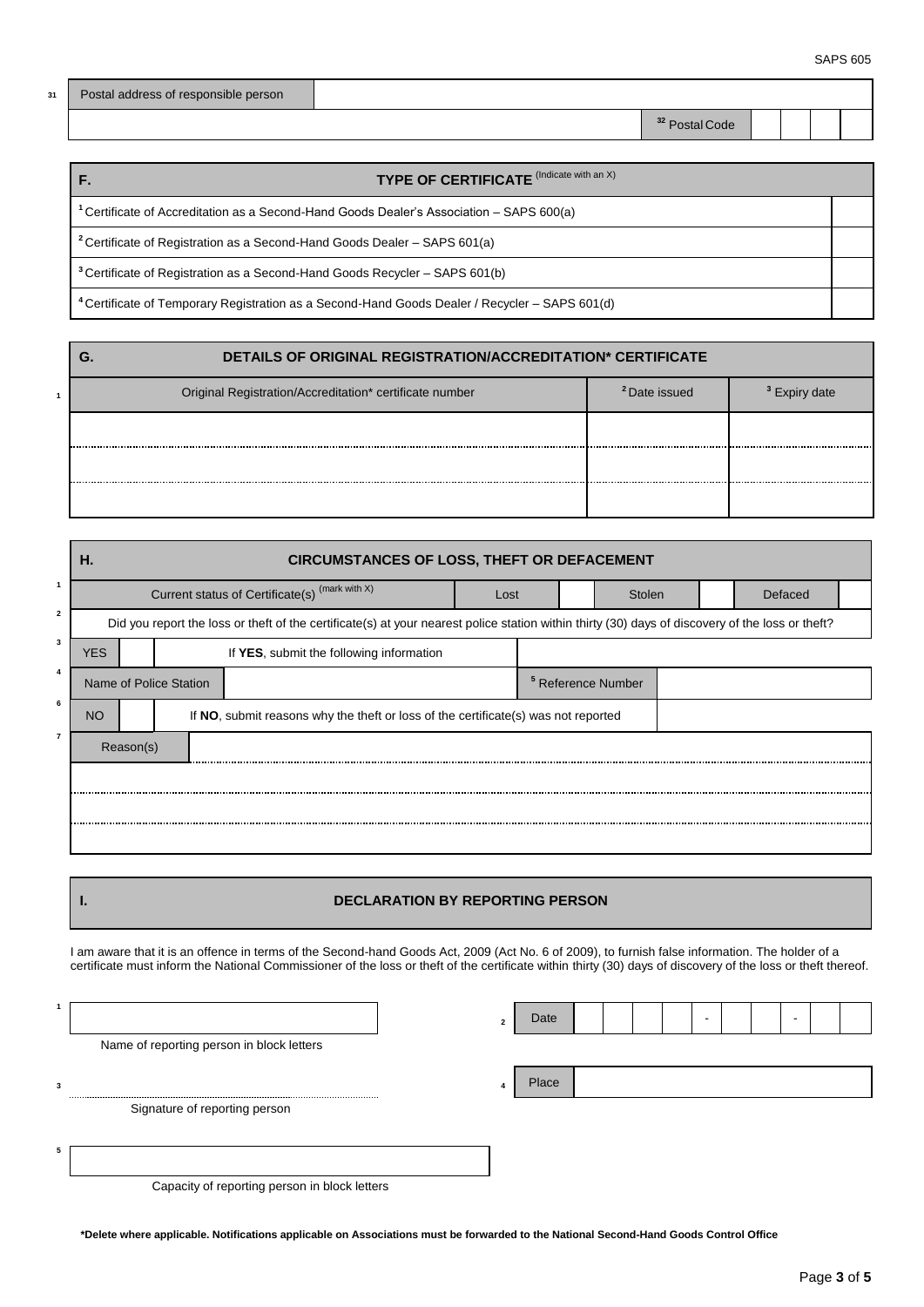| 31 | Postal address of responsible person | | | | | |
|---|---|---|---|---|---|---|
| | | 32 Postal Code | | | | |

## F. TYPE OF CERTIFICATE (Indicate with an X)

| | |
|---|---|
| 1 Certificate of Accreditation as a Second-Hand Goods Dealer's Association – SAPS 600(a) | |
| 2 Certificate of Registration as a Second-Hand Goods Dealer – SAPS 601(a) | |
| 3 Certificate of Registration as a Second-Hand Goods Recycler – SAPS 601(b) | |
| 4 Certificate of Temporary Registration as a Second-Hand Goods Dealer / Recycler – SAPS 601(d) | |

## G. DETAILS OF ORIGINAL REGISTRATION/ACCREDITATION* CERTIFICATE

| 1 Original Registration/Accreditation* certificate number | 2 Date issued | 3 Expiry date |
|---|---|---|
| | | |
| | | |
| | | |

## H. CIRCUMSTANCES OF LOSS, THEFT OR DEFACEMENT

| | | | | | | | |
|---|---|---|---|---|---|---|---|
| 1 Current status of Certificate(s) (mark with X) | Lost | | Stolen | | Defaced | | |

2 Did you report the loss or theft of the certificate(s) at your nearest police station within thirty (30) days of discovery of the loss or theft?

| | | | | |
|---|---|---|---|---|
| 3 YES | | If **YES**, submit the following information | | |
| 4 Name of Police Station | | | 5 Reference Number | |
| 6 NO | | If **NO**, submit reasons why the theft or loss of the certificate(s) was not reported | | |
| 7 Reason(s) | | | | |

## I. DECLARATION BY REPORTING PERSON

I am aware that it is an offence in terms of the Second-hand Goods Act, 2009 (Act No. 6 of 2009), to furnish false information. The holder of a certificate must inform the National Commissioner of the loss or theft of the certificate within thirty (30) days of discovery of the loss or theft thereof.

1 ______________________________
Name of reporting person in block letters

2 Date: ____ - __ - __

3 ______________________________
Signature of reporting person

4 Place: ______________________________

5 ______________________________
Capacity of reporting person in block letters

**\*Delete where applicable. Notifications applicable on Associations must be forwarded to the National Second-Hand Goods Control Office**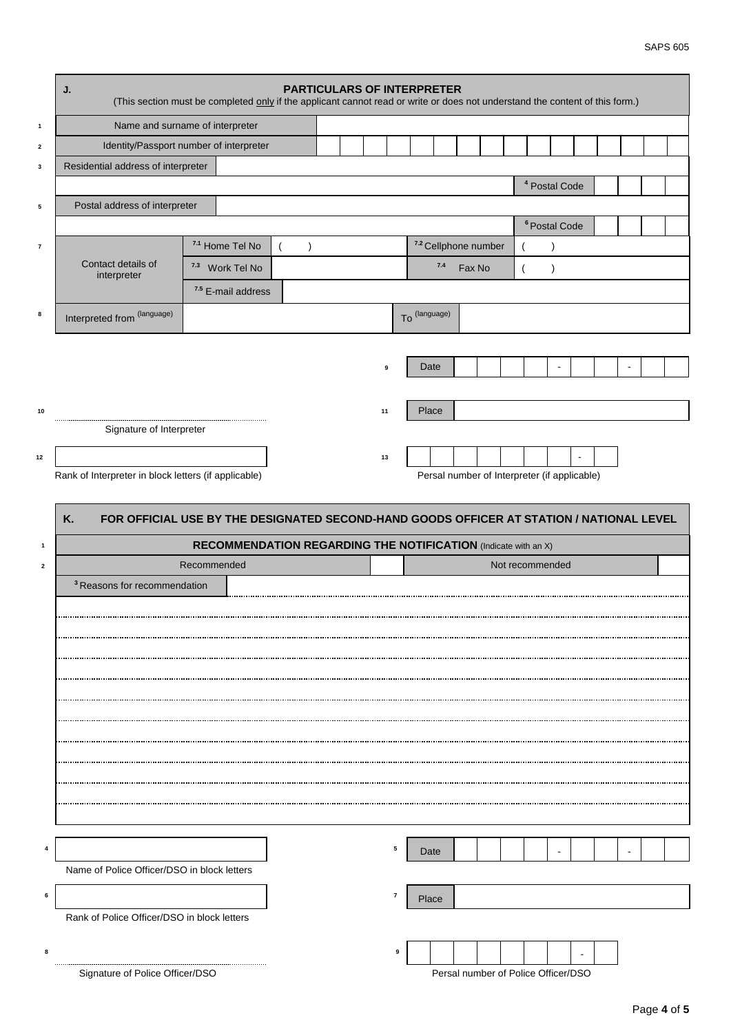## J. PARTICULARS OF INTERPRETER

(This section must be completed only if the applicant cannot read or write or does not understand the content of this form.)

| | | | | |
|---|---|---|---|---|
| 1 | Name and surname of interpreter | | | |
| 2 | Identity/Passport number of interpreter | | | |
| 3 | Residential address of interpreter | | [4] Postal Code | |
| 5 | Postal address of interpreter | | [6] Postal Code | |
| 7 | Contact details of interpreter | 7.1 Home Tel No ( ) | 7.2 Cellphone number | ( ) |
| | | 7.3 Work Tel No | 7.4 Fax No | ( ) |
| | | 7.5 E-mail address | | |
| 8 | Interpreted from (language) | | To (language) | |

9 Date: ____ - __ - __

10 ........................................
Signature of Interpreter

11 Place: ____________

12 ____________
Rank of Interpreter in block letters (if applicable)

13 ________ - __
Persal number of Interpreter (if applicable)

## K. FOR OFFICIAL USE BY THE DESIGNATED SECOND-HAND GOODS OFFICER AT STATION / NATIONAL LEVEL

| | | | | |
|---|---|---|---|---|
| 1 | **RECOMMENDATION REGARDING THE NOTIFICATION** (Indicate with an X) | | | |
| 2 | Recommended | | Not recommended | |

[3] Reasons for recommendation
..........................................................................................
..........................................................................................
..........................................................................................
..........................................................................................
..........................................................................................
..........................................................................................
..........................................................................................
..........................................................................................
..........................................................................................
..........................................................................................
..........................................................................................

4 ____________
Name of Police Officer/DSO in block letters

5 Date: ____ - __ - __

6 ____________
Rank of Police Officer/DSO in block letters

7 Place: ____________

8 ........................................
Signature of Police Officer/DSO

9 ________ - __
Persal number of Police Officer/DSO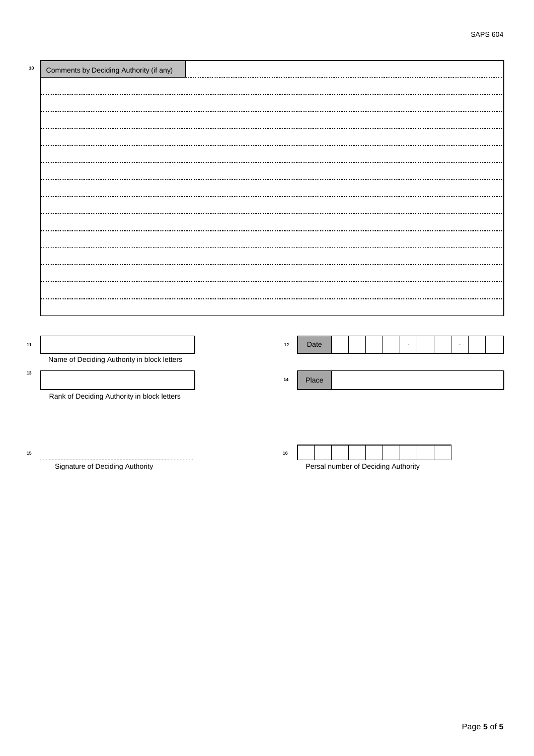10 Comments by Deciding Authority (if any)

..............................................................................................................................................

..............................................................................................................................................

..............................................................................................................................................

..............................................................................................................................................

..............................................................................................................................................

..............................................................................................................................................

..............................................................................................................................................

..............................................................................................................................................

..............................................................................................................................................

..............................................................................................................................................

..............................................................................................................................................

..............................................................................................................................................

..............................................................................................................................................

..............................................................................................................................................

11 ____________________

Name of Deciding Authority in block letters

12 Date | | | | | - | | | - | | |

13 ____________________

Rank of Deciding Authority in block letters

14 Place ____________________

15 ....................................................

Signature of Deciding Authority

16 | | | | | | | | | |

Persal number of Deciding Authority